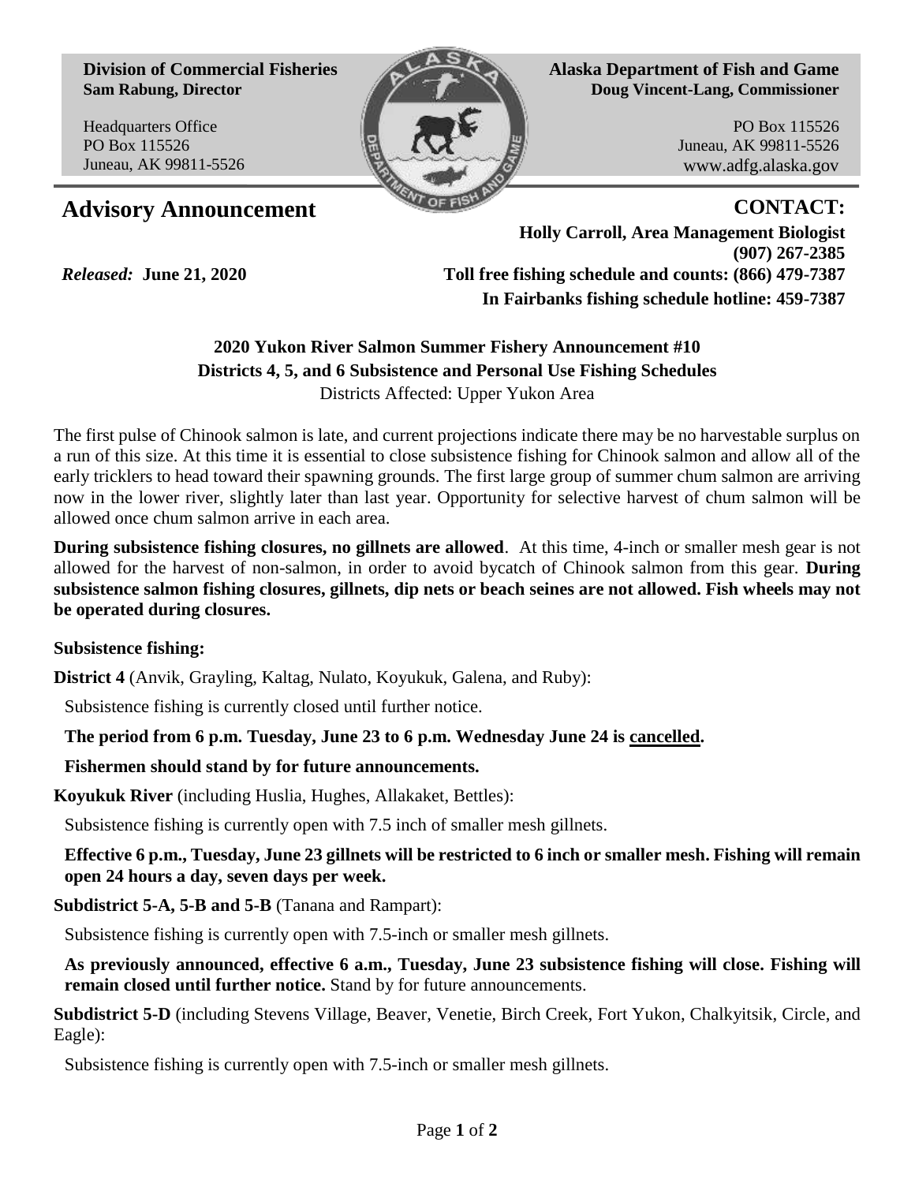**Division of Commercial Fisheries**
**Sam Rabung, Director**

Headquarters Office
PO Box 115526
Juneau, AK 99811-5526

**Alaska Department of Fish and Game**
**Doug Vincent-Lang, Commissioner**

PO Box 115526
Juneau, AK 99811-5526
www.adfg.alaska.gov

# Advisory Announcement

**CONTACT:**
**Holly Carroll, Area Management Biologist**
**(907) 267-2385**
**Toll free fishing schedule and counts: (866) 479-7387**
**In Fairbanks fishing schedule hotline: 459-7387**

*Released:* **June 21, 2020**

## 2020 Yukon River Salmon Summer Fishery Announcement #10
## Districts 4, 5, and 6 Subsistence and Personal Use Fishing Schedules

Districts Affected: Upper Yukon Area

The first pulse of Chinook salmon is late, and current projections indicate there may be no harvestable surplus on a run of this size. At this time it is essential to close subsistence fishing for Chinook salmon and allow all of the early tricklers to head toward their spawning grounds. The first large group of summer chum salmon are arriving now in the lower river, slightly later than last year. Opportunity for selective harvest of chum salmon will be allowed once chum salmon arrive in each area.

**During subsistence fishing closures, no gillnets are allowed**. At this time, 4-inch or smaller mesh gear is not allowed for the harvest of non-salmon, in order to avoid bycatch of Chinook salmon from this gear. **During subsistence salmon fishing closures, gillnets, dip nets or beach seines are not allowed. Fish wheels may not be operated during closures.**

**Subsistence fishing:**

**District 4** (Anvik, Grayling, Kaltag, Nulato, Koyukuk, Galena, and Ruby):

Subsistence fishing is currently closed until further notice.

**The period from 6 p.m. Tuesday, June 23 to 6 p.m. Wednesday June 24 is cancelled.**

**Fishermen should stand by for future announcements.**

**Koyukuk River** (including Huslia, Hughes, Allakaket, Bettles):

Subsistence fishing is currently open with 7.5 inch of smaller mesh gillnets.

**Effective 6 p.m., Tuesday, June 23 gillnets will be restricted to 6 inch or smaller mesh. Fishing will remain open 24 hours a day, seven days per week.**

**Subdistrict 5-A, 5-B and 5-B** (Tanana and Rampart):

Subsistence fishing is currently open with 7.5-inch or smaller mesh gillnets.

**As previously announced, effective 6 a.m., Tuesday, June 23 subsistence fishing will close. Fishing will remain closed until further notice.** Stand by for future announcements.

**Subdistrict 5-D** (including Stevens Village, Beaver, Venetie, Birch Creek, Fort Yukon, Chalkyitsik, Circle, and Eagle):

Subsistence fishing is currently open with 7.5-inch or smaller mesh gillnets.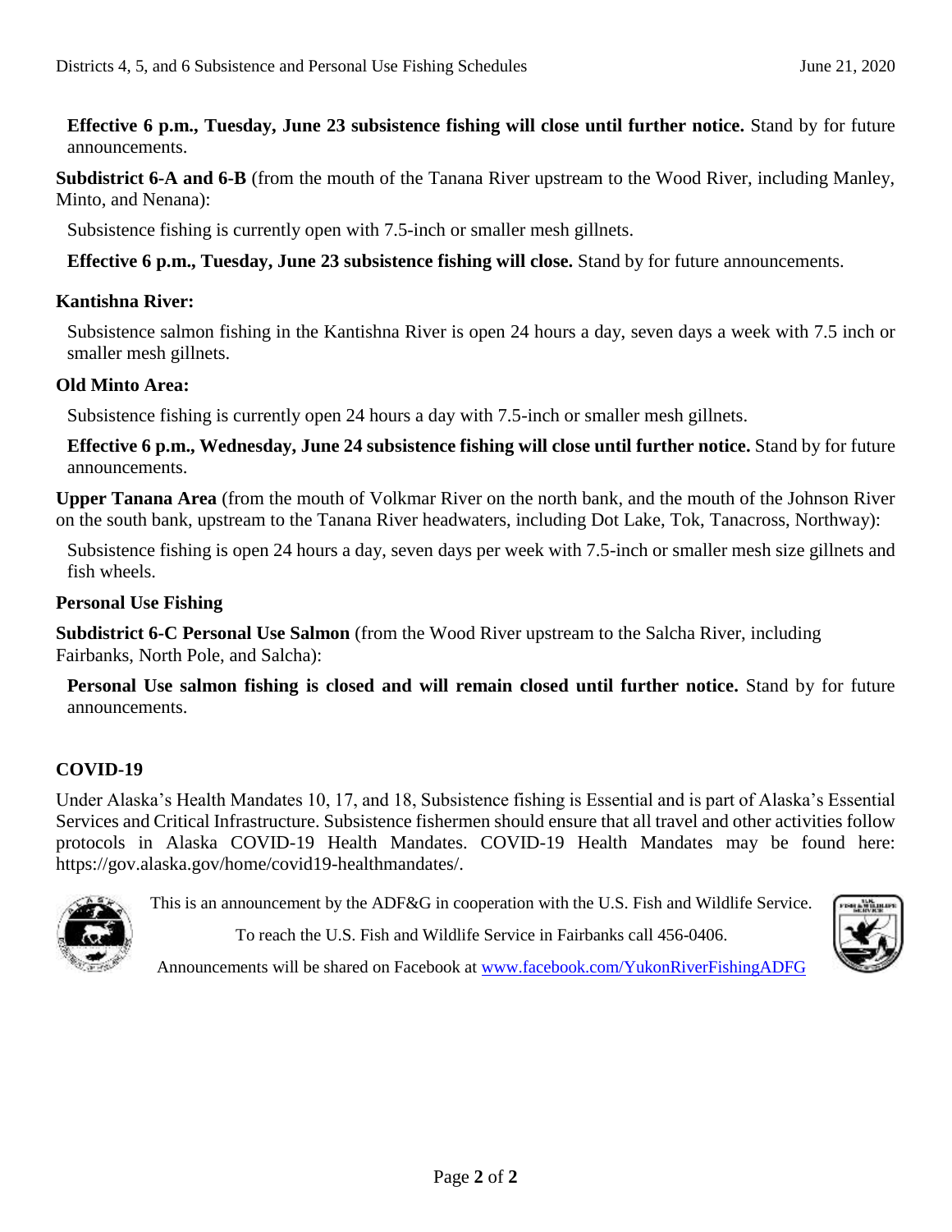**Effective 6 p.m., Tuesday, June 23 subsistence fishing will close until further notice.** Stand by for future announcements.

**Subdistrict 6-A and 6-B** (from the mouth of the Tanana River upstream to the Wood River, including Manley, Minto, and Nenana):

Subsistence fishing is currently open with 7.5-inch or smaller mesh gillnets.

**Effective 6 p.m., Tuesday, June 23 subsistence fishing will close.** Stand by for future announcements.

**Kantishna River:**

Subsistence salmon fishing in the Kantishna River is open 24 hours a day, seven days a week with 7.5 inch or smaller mesh gillnets.

**Old Minto Area:**

Subsistence fishing is currently open 24 hours a day with 7.5-inch or smaller mesh gillnets.

**Effective 6 p.m., Wednesday, June 24 subsistence fishing will close until further notice.** Stand by for future announcements.

**Upper Tanana Area** (from the mouth of Volkmar River on the north bank, and the mouth of the Johnson River on the south bank, upstream to the Tanana River headwaters, including Dot Lake, Tok, Tanacross, Northway):

Subsistence fishing is open 24 hours a day, seven days per week with 7.5-inch or smaller mesh size gillnets and fish wheels.

**Personal Use Fishing**

**Subdistrict 6-C Personal Use Salmon** (from the Wood River upstream to the Salcha River, including Fairbanks, North Pole, and Salcha):

**Personal Use salmon fishing is closed and will remain closed until further notice.** Stand by for future announcements.

## COVID-19

Under Alaska's Health Mandates 10, 17, and 18, Subsistence fishing is Essential and is part of Alaska's Essential Services and Critical Infrastructure. Subsistence fishermen should ensure that all travel and other activities follow protocols in Alaska COVID-19 Health Mandates. COVID-19 Health Mandates may be found here: https://gov.alaska.gov/home/covid19-healthmandates/.

This is an announcement by the ADF&G in cooperation with the U.S. Fish and Wildlife Service.

To reach the U.S. Fish and Wildlife Service in Fairbanks call 456-0406.

Announcements will be shared on Facebook at www.facebook.com/YukonRiverFishingADFG